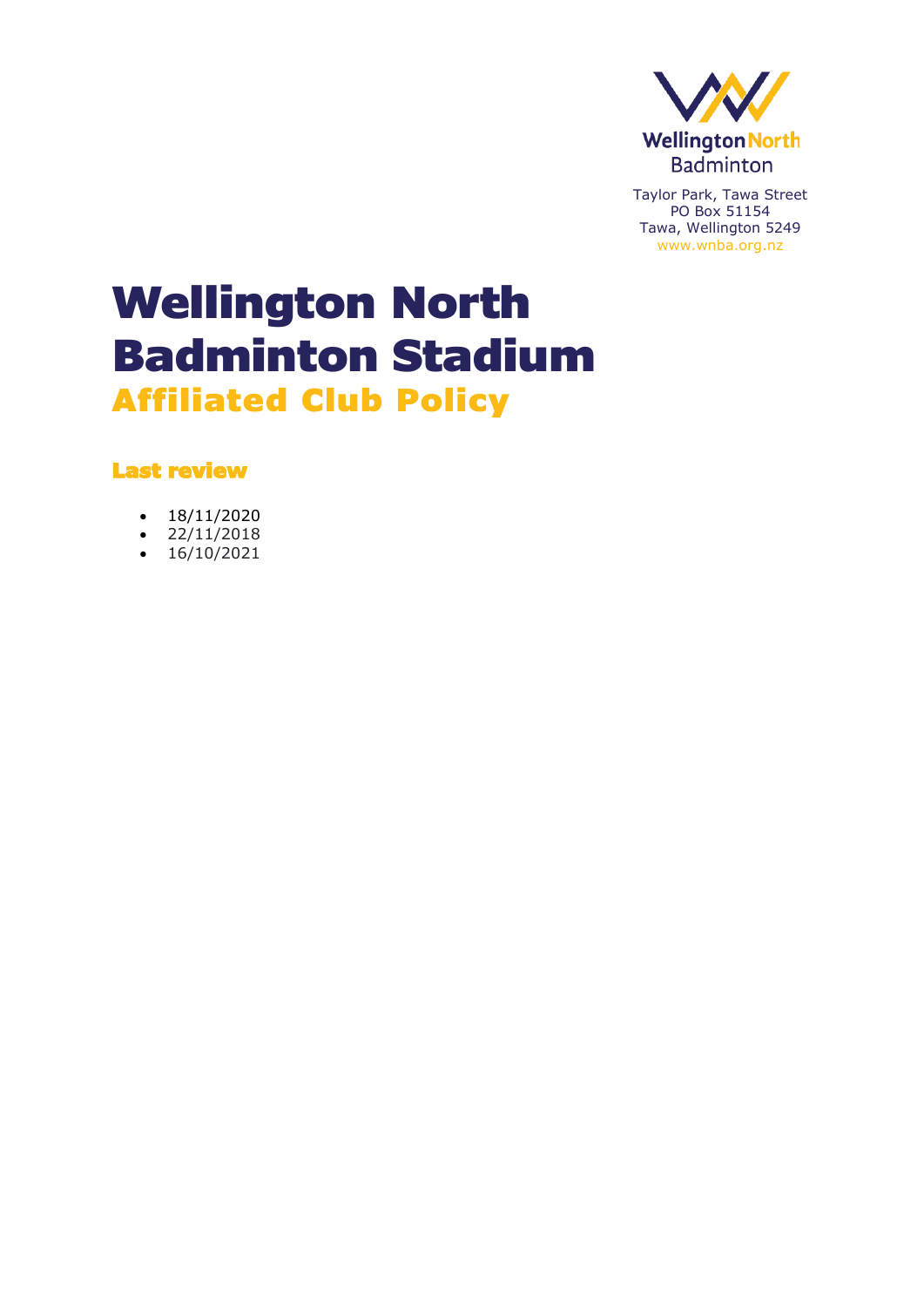Wellington North Badminton

Taylor Park, Tawa Street
PO Box 51154
Tawa, Wellington 5249
www.wnba.org.nz

# Wellington North Badminton Stadium

## Affiliated Club Policy

### Last review

- 18/11/2020
- 22/11/2018
- 16/10/2021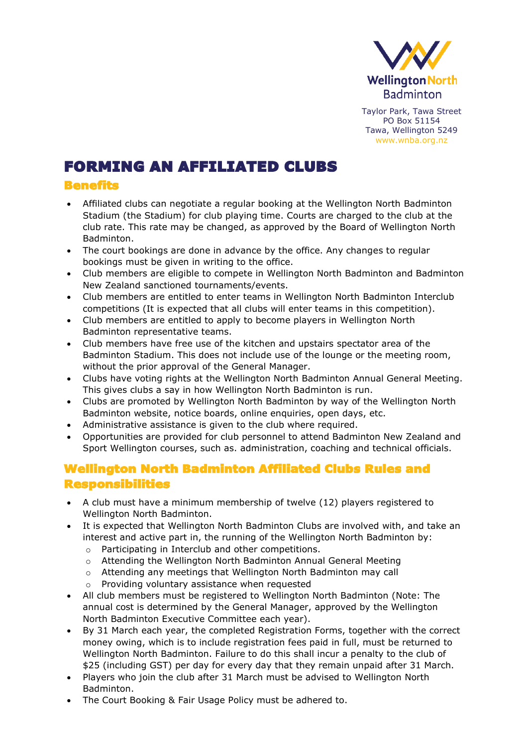Wellington North Badminton

Taylor Park, Tawa Street
PO Box 51154
Tawa, Wellington 5249
www.wnba.org.nz

# FORMING AN AFFILIATED CLUBS

## Benefits

- Affiliated clubs can negotiate a regular booking at the Wellington North Badminton Stadium (the Stadium) for club playing time. Courts are charged to the club at the club rate. This rate may be changed, as approved by the Board of Wellington North Badminton.
- The court bookings are done in advance by the office. Any changes to regular bookings must be given in writing to the office.
- Club members are eligible to compete in Wellington North Badminton and Badminton New Zealand sanctioned tournaments/events.
- Club members are entitled to enter teams in Wellington North Badminton Interclub competitions (It is expected that all clubs will enter teams in this competition).
- Club members are entitled to apply to become players in Wellington North Badminton representative teams.
- Club members have free use of the kitchen and upstairs spectator area of the Badminton Stadium. This does not include use of the lounge or the meeting room, without the prior approval of the General Manager.
- Clubs have voting rights at the Wellington North Badminton Annual General Meeting. This gives clubs a say in how Wellington North Badminton is run.
- Clubs are promoted by Wellington North Badminton by way of the Wellington North Badminton website, notice boards, online enquiries, open days, etc.
- Administrative assistance is given to the club where required.
- Opportunities are provided for club personnel to attend Badminton New Zealand and Sport Wellington courses, such as. administration, coaching and technical officials.

## Wellington North Badminton Affiliated Clubs Rules and Responsibilities

- A club must have a minimum membership of twelve (12) players registered to Wellington North Badminton.
- It is expected that Wellington North Badminton Clubs are involved with, and take an interest and active part in, the running of the Wellington North Badminton by:
  - Participating in Interclub and other competitions.
  - Attending the Wellington North Badminton Annual General Meeting
  - Attending any meetings that Wellington North Badminton may call
  - Providing voluntary assistance when requested
- All club members must be registered to Wellington North Badminton (Note: The annual cost is determined by the General Manager, approved by the Wellington North Badminton Executive Committee each year).
- By 31 March each year, the completed Registration Forms, together with the correct money owing, which is to include registration fees paid in full, must be returned to Wellington North Badminton. Failure to do this shall incur a penalty to the club of $25 (including GST) per day for every day that they remain unpaid after 31 March.
- Players who join the club after 31 March must be advised to Wellington North Badminton.
- The Court Booking & Fair Usage Policy must be adhered to.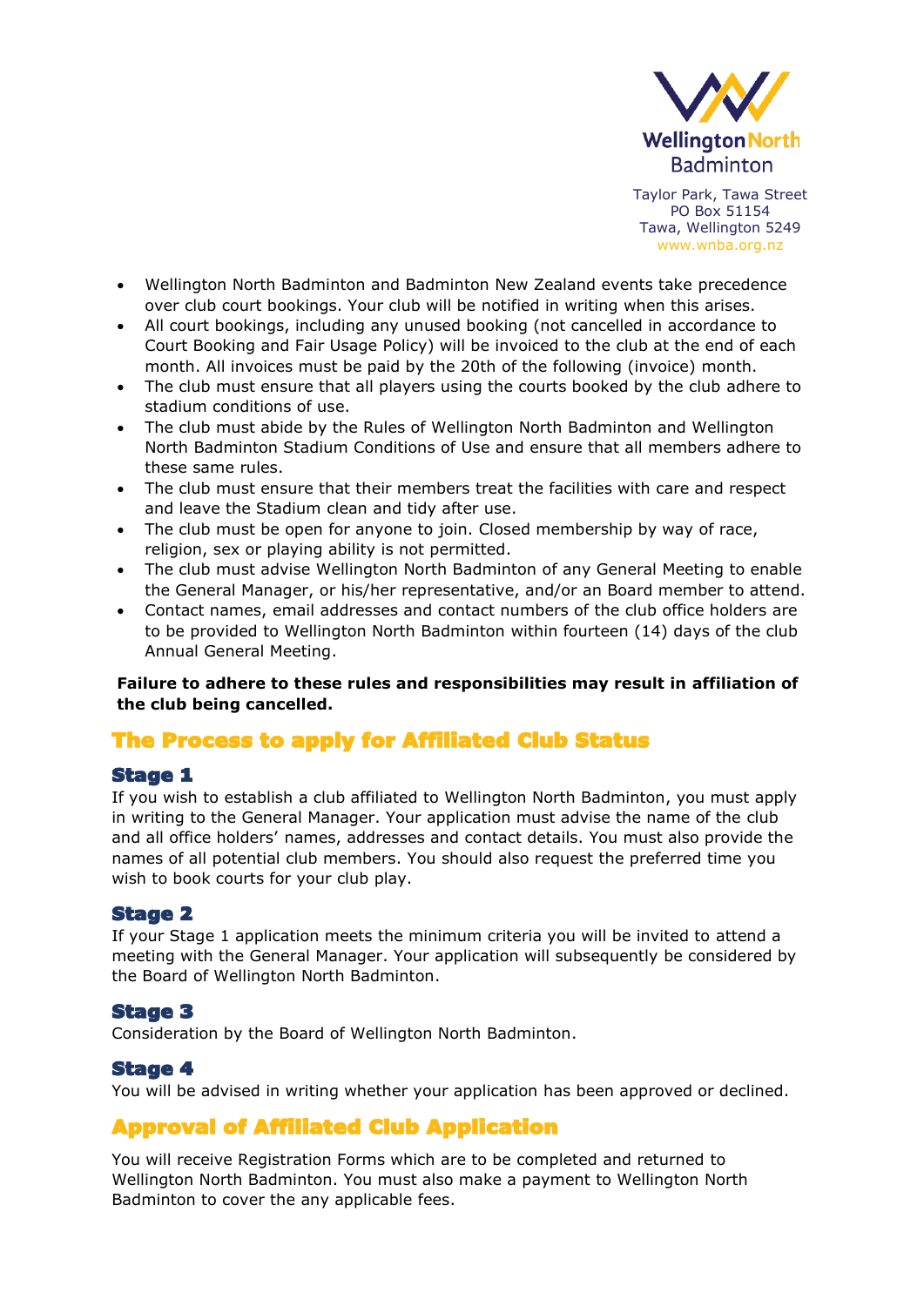- Wellington North Badminton and Badminton New Zealand events take precedence over club court bookings. Your club will be notified in writing when this arises.
- All court bookings, including any unused booking (not cancelled in accordance to Court Booking and Fair Usage Policy) will be invoiced to the club at the end of each month. All invoices must be paid by the 20th of the following (invoice) month.
- The club must ensure that all players using the courts booked by the club adhere to stadium conditions of use.
- The club must abide by the Rules of Wellington North Badminton and Wellington North Badminton Stadium Conditions of Use and ensure that all members adhere to these same rules.
- The club must ensure that their members treat the facilities with care and respect and leave the Stadium clean and tidy after use.
- The club must be open for anyone to join. Closed membership by way of race, religion, sex or playing ability is not permitted.
- The club must advise Wellington North Badminton of any General Meeting to enable the General Manager, or his/her representative, and/or an Board member to attend.
- Contact names, email addresses and contact numbers of the club office holders are to be provided to Wellington North Badminton within fourteen (14) days of the club Annual General Meeting.

**Failure to adhere to these rules and responsibilities may result in affiliation of the club being cancelled.**

## The Process to apply for Affiliated Club Status

### Stage 1

If you wish to establish a club affiliated to Wellington North Badminton, you must apply in writing to the General Manager. Your application must advise the name of the club and all office holders' names, addresses and contact details. You must also provide the names of all potential club members. You should also request the preferred time you wish to book courts for your club play.

### Stage 2

If your Stage 1 application meets the minimum criteria you will be invited to attend a meeting with the General Manager. Your application will subsequently be considered by the Board of Wellington North Badminton.

### Stage 3

Consideration by the Board of Wellington North Badminton.

### Stage 4

You will be advised in writing whether your application has been approved or declined.

## Approval of Affiliated Club Application

You will receive Registration Forms which are to be completed and returned to Wellington North Badminton. You must also make a payment to Wellington North Badminton to cover the any applicable fees.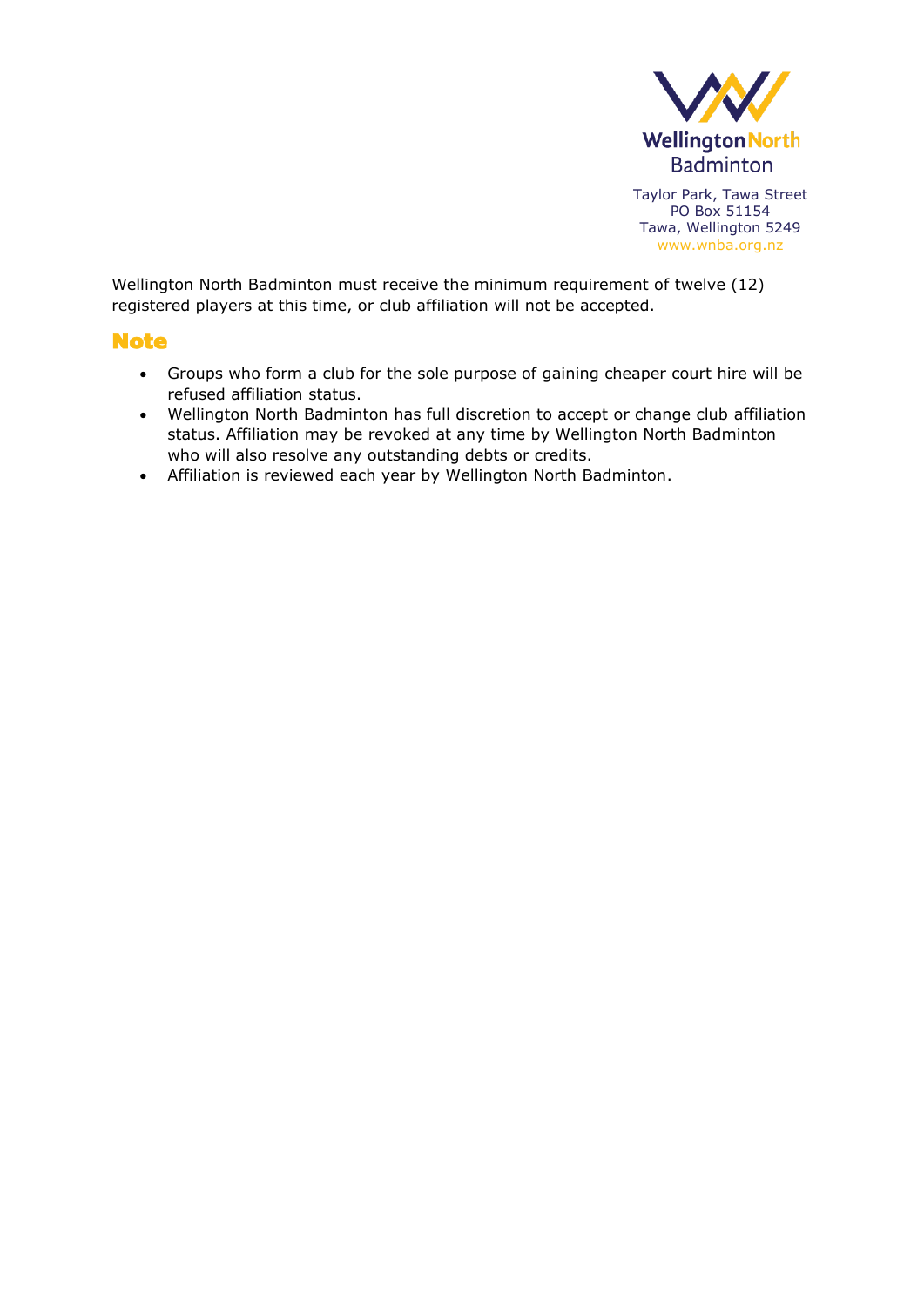Wellington North Badminton must receive the minimum requirement of twelve (12) registered players at this time, or club affiliation will not be accepted.

## Note

- Groups who form a club for the sole purpose of gaining cheaper court hire will be refused affiliation status.
- Wellington North Badminton has full discretion to accept or change club affiliation status. Affiliation may be revoked at any time by Wellington North Badminton who will also resolve any outstanding debts or credits.
- Affiliation is reviewed each year by Wellington North Badminton.